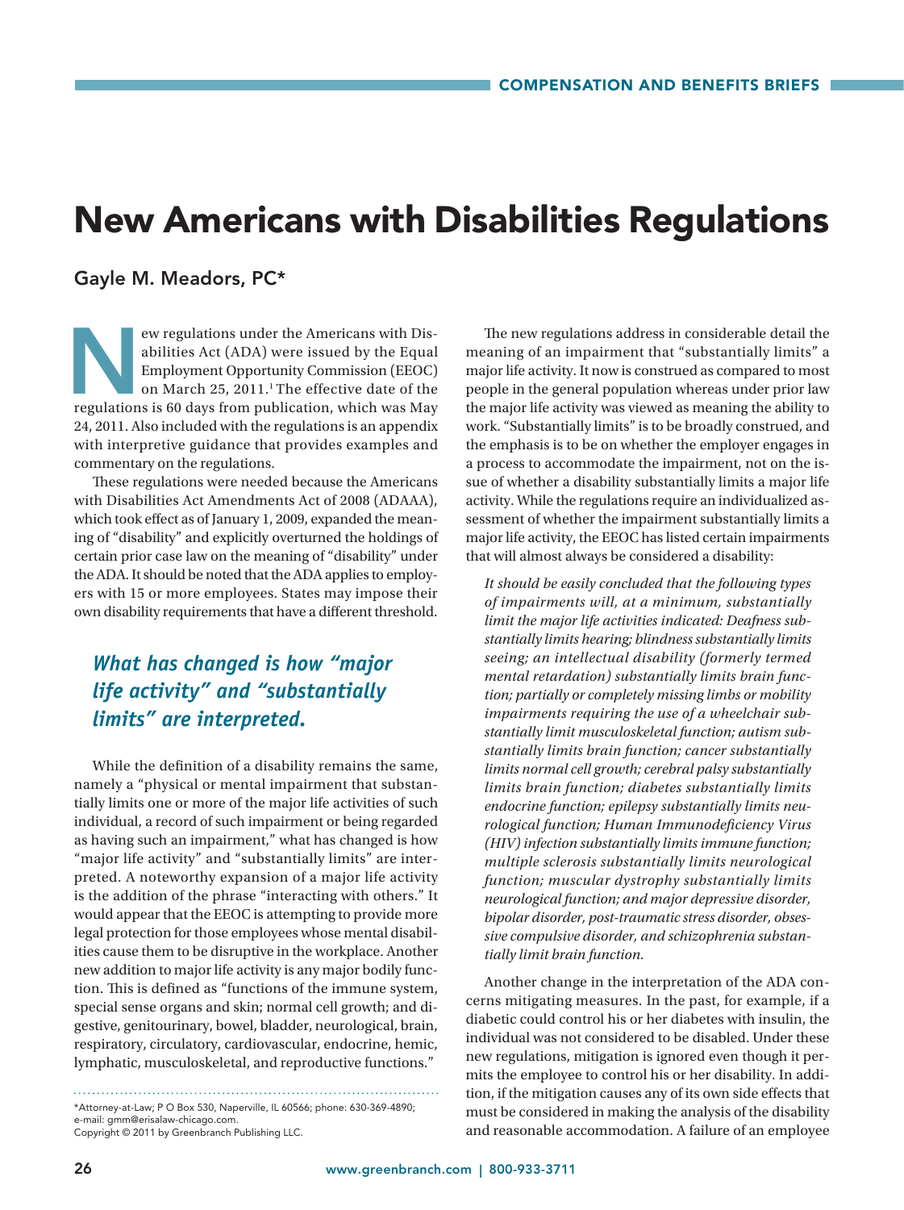# New Americans with Disabilities Regulations

Gayle M. Meadors, PC*

New regulations under the Americans with Disabilities Act (ADA) were issued by the Equal Employment Opportunity Commission (EEOC) on March 25, 2011.[1] The effective date of the regulations is 60 days from publication, which was May 24, 2011. Also included with the regulations is an appendix with interpretive guidance that provides examples and commentary on the regulations.

These regulations were needed because the Americans with Disabilities Act Amendments Act of 2008 (ADAAA), which took effect as of January 1, 2009, expanded the meaning of "disability" and explicitly overturned the holdings of certain prior case law on the meaning of "disability" under the ADA. It should be noted that the ADA applies to employers with 15 or more employees. States may impose their own disability requirements that have a different threshold.

***What has changed is how "major life activity" and "substantially limits" are interpreted.***

While the definition of a disability remains the same, namely a "physical or mental impairment that substantially limits one or more of the major life activities of such individual, a record of such impairment or being regarded as having such an impairment," what has changed is how "major life activity" and "substantially limits" are interpreted. A noteworthy expansion of a major life activity is the addition of the phrase "interacting with others." It would appear that the EEOC is attempting to provide more legal protection for those employees whose mental disabilities cause them to be disruptive in the workplace. Another new addition to major life activity is any major bodily function. This is defined as "functions of the immune system, special sense organs and skin; normal cell growth; and digestive, genitourinary, bowel, bladder, neurological, brain, respiratory, circulatory, cardiovascular, endocrine, hemic, lymphatic, musculoskeletal, and reproductive functions."

The new regulations address in considerable detail the meaning of an impairment that "substantially limits" a major life activity. It now is construed as compared to most people in the general population whereas under prior law the major life activity was viewed as meaning the ability to work. "Substantially limits" is to be broadly construed, and the emphasis is to be on whether the employer engages in a process to accommodate the impairment, not on the issue of whether a disability substantially limits a major life activity. While the regulations require an individualized assessment of whether the impairment substantially limits a major life activity, the EEOC has listed certain impairments that will almost always be considered a disability:

> *It should be easily concluded that the following types of impairments will, at a minimum, substantially limit the major life activities indicated: Deafness substantially limits hearing; blindness substantially limits seeing; an intellectual disability (formerly termed mental retardation) substantially limits brain function; partially or completely missing limbs or mobility impairments requiring the use of a wheelchair substantially limit musculoskeletal function; autism substantially limits brain function; cancer substantially limits normal cell growth; cerebral palsy substantially limits brain function; diabetes substantially limits endocrine function; epilepsy substantially limits neurological function; Human Immunodeficiency Virus (HIV) infection substantially limits immune function; multiple sclerosis substantially limits neurological function; muscular dystrophy substantially limits neurological function; and major depressive disorder, bipolar disorder, post-traumatic stress disorder, obsessive compulsive disorder, and schizophrenia substantially limit brain function.*

Another change in the interpretation of the ADA concerns mitigating measures. In the past, for example, if a diabetic could control his or her diabetes with insulin, the individual was not considered to be disabled. Under these new regulations, mitigation is ignored even though it permits the employee to control his or her disability. In addition, if the mitigation causes any of its own side effects that must be considered in making the analysis of the disability and reasonable accommodation. A failure of an employee

---

*Attorney-at-Law; P O Box 530, Naperville, IL 60566; phone: 630-369-4890; e-mail: gmm@erisalaw-chicago.com.
Copyright © 2011 by Greenbranch Publishing LLC.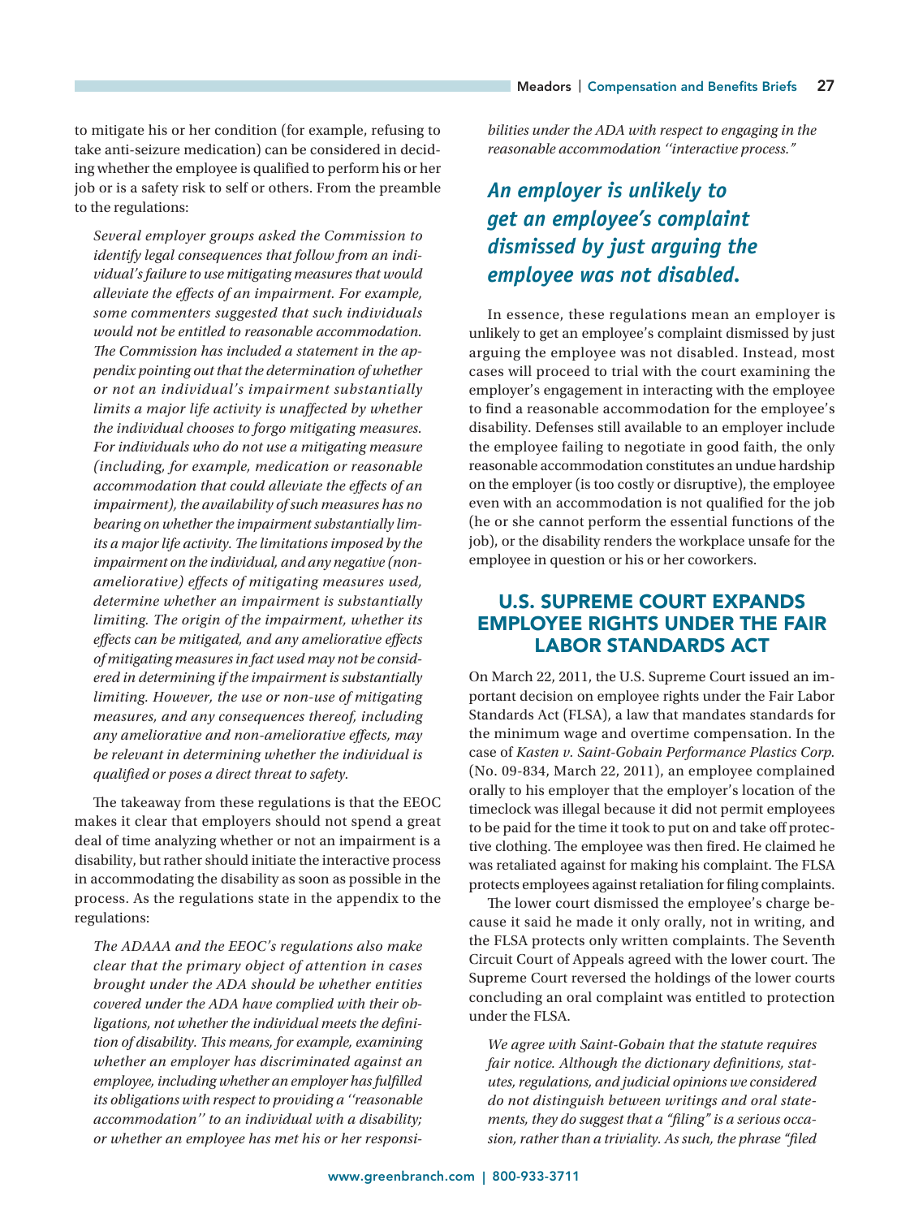to mitigate his or her condition (for example, refusing to take anti-seizure medication) can be considered in deciding whether the employee is qualified to perform his or her job or is a safety risk to self or others. From the preamble to the regulations:

> *Several employer groups asked the Commission to identify legal consequences that follow from an individual's failure to use mitigating measures that would alleviate the effects of an impairment. For example, some commenters suggested that such individuals would not be entitled to reasonable accommodation. The Commission has included a statement in the appendix pointing out that the determination of whether or not an individual's impairment substantially limits a major life activity is unaffected by whether the individual chooses to forgo mitigating measures. For individuals who do not use a mitigating measure (including, for example, medication or reasonable accommodation that could alleviate the effects of an impairment), the availability of such measures has no bearing on whether the impairment substantially limits a major life activity. The limitations imposed by the impairment on the individual, and any negative (non-ameliorative) effects of mitigating measures used, determine whether an impairment is substantially limiting. The origin of the impairment, whether its effects can be mitigated, and any ameliorative effects of mitigating measures in fact used may not be considered in determining if the impairment is substantially limiting. However, the use or non-use of mitigating measures, and any consequences thereof, including any ameliorative and non-ameliorative effects, may be relevant in determining whether the individual is qualified or poses a direct threat to safety.*

The takeaway from these regulations is that the EEOC makes it clear that employers should not spend a great deal of time analyzing whether or not an impairment is a disability, but rather should initiate the interactive process in accommodating the disability as soon as possible in the process. As the regulations state in the appendix to the regulations:

> *The ADAAA and the EEOC's regulations also make clear that the primary object of attention in cases brought under the ADA should be whether entities covered under the ADA have complied with their obligations, not whether the individual meets the definition of disability. This means, for example, examining whether an employer has discriminated against an employee, including whether an employer has fulfilled its obligations with respect to providing a ''reasonable accommodation'' to an individual with a disability; or whether an employee has met his or her responsibilities under the ADA with respect to engaging in the reasonable accommodation ''interactive process."*

***An employer is unlikely to get an employee's complaint dismissed by just arguing the employee was not disabled.***

In essence, these regulations mean an employer is unlikely to get an employee's complaint dismissed by just arguing the employee was not disabled. Instead, most cases will proceed to trial with the court examining the employer's engagement in interacting with the employee to find a reasonable accommodation for the employee's disability. Defenses still available to an employer include the employee failing to negotiate in good faith, the only reasonable accommodation constitutes an undue hardship on the employer (is too costly or disruptive), the employee even with an accommodation is not qualified for the job (he or she cannot perform the essential functions of the job), or the disability renders the workplace unsafe for the employee in question or his or her coworkers.

## U.S. SUPREME COURT EXPANDS EMPLOYEE RIGHTS UNDER THE FAIR LABOR STANDARDS ACT

On March 22, 2011, the U.S. Supreme Court issued an important decision on employee rights under the Fair Labor Standards Act (FLSA), a law that mandates standards for the minimum wage and overtime compensation. In the case of *Kasten v. Saint-Gobain Performance Plastics Corp.* (No. 09-834, March 22, 2011), an employee complained orally to his employer that the employer's location of the timeclock was illegal because it did not permit employees to be paid for the time it took to put on and take off protective clothing. The employee was then fired. He claimed he was retaliated against for making his complaint. The FLSA protects employees against retaliation for filing complaints.

The lower court dismissed the employee's charge because it said he made it only orally, not in writing, and the FLSA protects only written complaints. The Seventh Circuit Court of Appeals agreed with the lower court. The Supreme Court reversed the holdings of the lower courts concluding an oral complaint was entitled to protection under the FLSA.

> *We agree with Saint-Gobain that the statute requires fair notice. Although the dictionary definitions, statutes, regulations, and judicial opinions we considered do not distinguish between writings and oral statements, they do suggest that a "filing" is a serious occasion, rather than a triviality. As such, the phrase "filed*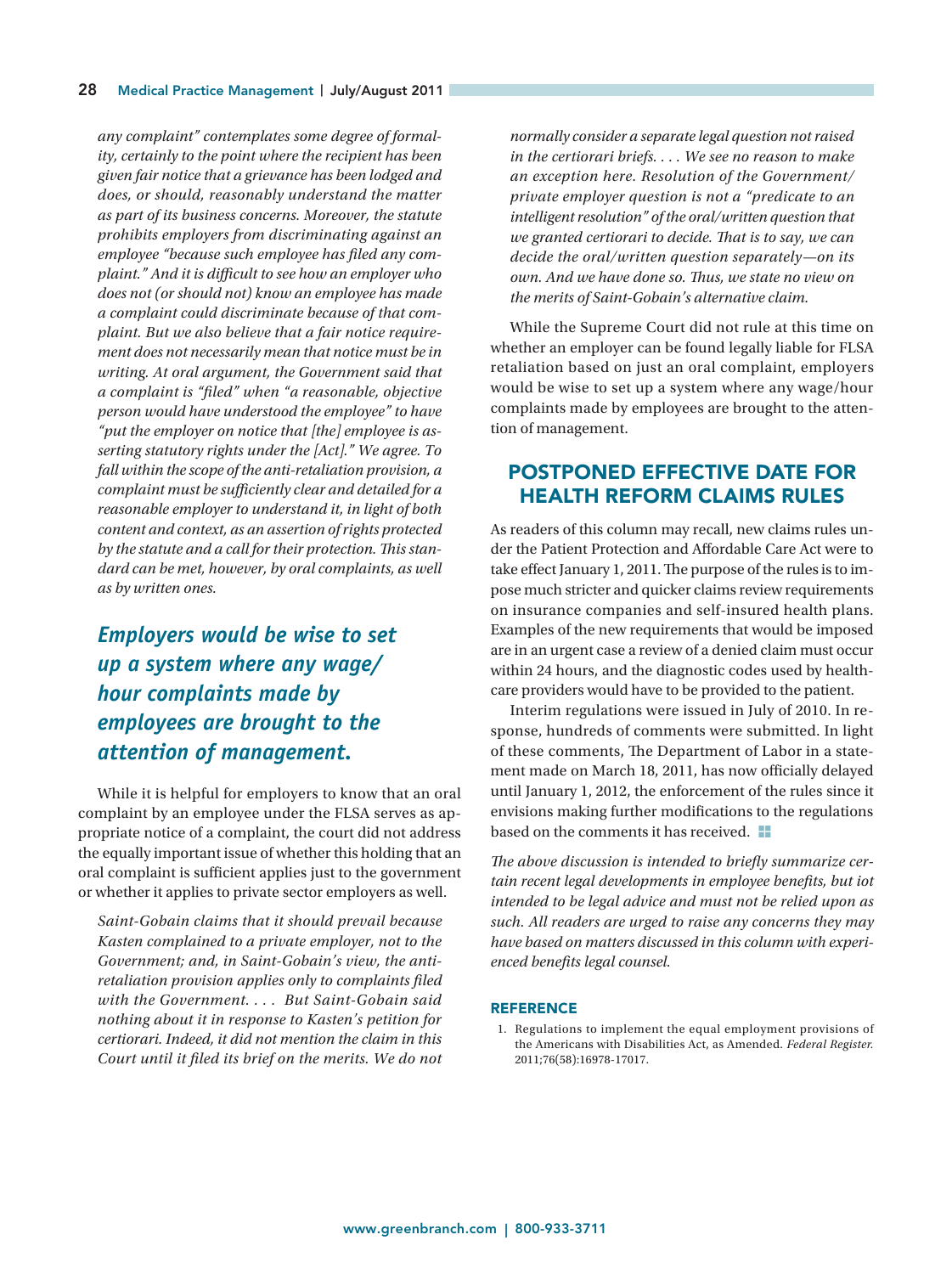*any complaint" contemplates some degree of formality, certainly to the point where the recipient has been given fair notice that a grievance has been lodged and does, or should, reasonably understand the matter as part of its business concerns. Moreover, the statute prohibits employers from discriminating against an employee "because such employee has filed any complaint." And it is difficult to see how an employer who does not (or should not) know an employee has made a complaint could discriminate because of that complaint. But we also believe that a fair notice requirement does not necessarily mean that notice must be in writing. At oral argument, the Government said that a complaint is "filed" when "a reasonable, objective person would have understood the employee" to have "put the employer on notice that [the] employee is asserting statutory rights under the [Act]." We agree. To fall within the scope of the anti-retaliation provision, a complaint must be sufficiently clear and detailed for a reasonable employer to understand it, in light of both content and context, as an assertion of rights protected by the statute and a call for their protection. This standard can be met, however, by oral complaints, as well as by written ones.*

***Employers would be wise to set up a system where any wage/hour complaints made by employees are brought to the attention of management.***

While it is helpful for employers to know that an oral complaint by an employee under the FLSA serves as appropriate notice of a complaint, the court did not address the equally important issue of whether this holding that an oral complaint is sufficient applies just to the government or whether it applies to private sector employers as well.

*Saint-Gobain claims that it should prevail because Kasten complained to a private employer, not to the Government; and, in Saint-Gobain's view, the anti-retaliation provision applies only to complaints filed with the Government. . . . But Saint-Gobain said nothing about it in response to Kasten's petition for certiorari. Indeed, it did not mention the claim in this Court until it filed its brief on the merits. We do not normally consider a separate legal question not raised in the certiorari briefs. . . . We see no reason to make an exception here. Resolution of the Government/private employer question is not a "predicate to an intelligent resolution" of the oral/written question that we granted certiorari to decide. That is to say, we can decide the oral/written question separately—on its own. And we have done so. Thus, we state no view on the merits of Saint-Gobain's alternative claim.*

While the Supreme Court did not rule at this time on whether an employer can be found legally liable for FLSA retaliation based on just an oral complaint, employers would be wise to set up a system where any wage/hour complaints made by employees are brought to the attention of management.

## POSTPONED EFFECTIVE DATE FOR HEALTH REFORM CLAIMS RULES

As readers of this column may recall, new claims rules under the Patient Protection and Affordable Care Act were to take effect January 1, 2011. The purpose of the rules is to impose much stricter and quicker claims review requirements on insurance companies and self-insured health plans. Examples of the new requirements that would be imposed are in an urgent case a review of a denied claim must occur within 24 hours, and the diagnostic codes used by healthcare providers would have to be provided to the patient.

Interim regulations were issued in July of 2010. In response, hundreds of comments were submitted. In light of these comments, The Department of Labor in a statement made on March 18, 2011, has now officially delayed until January 1, 2012, the enforcement of the rules since it envisions making further modifications to the regulations based on the comments it has received.

*The above discussion is intended to briefly summarize certain recent legal developments in employee benefits, but iot intended to be legal advice and must not be relied upon as such. All readers are urged to raise any concerns they may have based on matters discussed in this column with experienced benefits legal counsel.*

### REFERENCE

1. Regulations to implement the equal employment provisions of the Americans with Disabilities Act, as Amended. *Federal Register.* 2011;76(58):16978-17017.